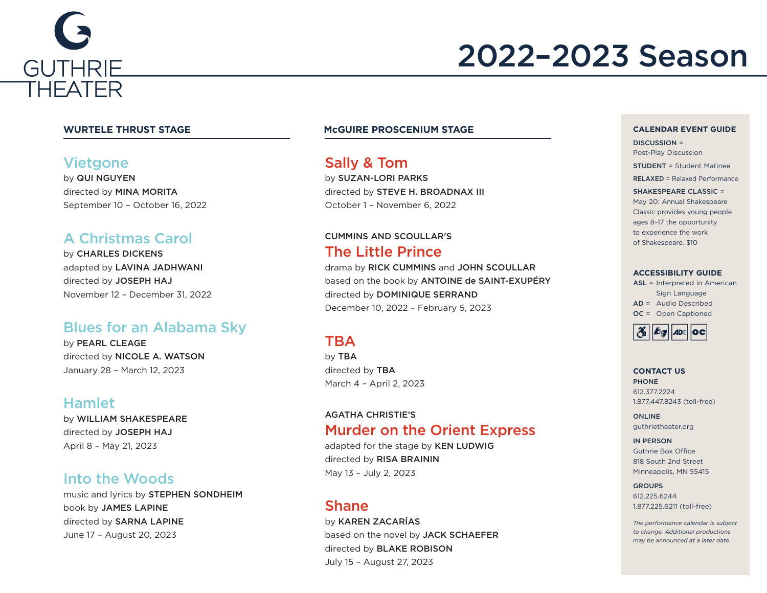GUTHRIE THEATER

# 2022–2023 Season

## WURTELE THRUST STAGE

### Vietgone
by **QUI NGUYEN**
directed by **MINA MORITA**
September 10 – October 16, 2022

### A Christmas Carol
by **CHARLES DICKENS**
adapted by **LAVINA JADHWANI**
directed by **JOSEPH HAJ**
November 12 – December 31, 2022

### Blues for an Alabama Sky
by **PEARL CLEAGE**
directed by **NICOLE A. WATSON**
January 28 – March 12, 2023

### Hamlet
by **WILLIAM SHAKESPEARE**
directed by **JOSEPH HAJ**
April 8 – May 21, 2023

### Into the Woods
music and lyrics by **STEPHEN SONDHEIM**
book by **JAMES LAPINE**
directed by **SARNA LAPINE**
June 17 – August 20, 2023

## McGUIRE PROSCENIUM STAGE

### Sally & Tom
by **SUZAN-LORI PARKS**
directed by **STEVE H. BROADNAX III**
October 1 – November 6, 2022

CUMMINS AND SCOULLAR'S

### The Little Prince
drama by **RICK CUMMINS** and **JOHN SCOULLAR**
based on the book by **ANTOINE de SAINT-EXUPÉRY**
directed by **DOMINIQUE SERRAND**
December 10, 2022 – February 5, 2023

### TBA
by **TBA**
directed by **TBA**
March 4 – April 2, 2023

AGATHA CHRISTIE'S

### Murder on the Orient Express
adapted for the stage by **KEN LUDWIG**
directed by **RISA BRAININ**
May 13 – July 2, 2023

### Shane
by **KAREN ZACARÍAS**
based on the novel by **JACK SCHAEFER**
directed by **BLAKE ROBISON**
July 15 – August 27, 2023

## CALENDAR EVENT GUIDE

**DISCUSSION** = Post-Play Discussion

**STUDENT** = Student Matinee

**RELAXED** = Relaxed Performance

**SHAKESPEARE CLASSIC** = May 20: Annual Shakespeare Classic provides young people ages 8–17 the opportunity to experience the work of Shakespeare. $10

## ACCESSIBILITY GUIDE

**ASL** = Interpreted in American Sign Language
**AD** = Audio Described
**OC** = Open Captioned

## CONTACT US

**PHONE**
612.377.2224
1.877.447.8243 (toll-free)

**ONLINE**
guthrietheater.org

**IN PERSON**
Guthrie Box Office
818 South 2nd Street
Minneapolis, MN 55415

**GROUPS**
612.225.6244
1.877.225.6211 (toll-free)

*The performance calendar is subject to change. Additional productions may be announced at a later date.*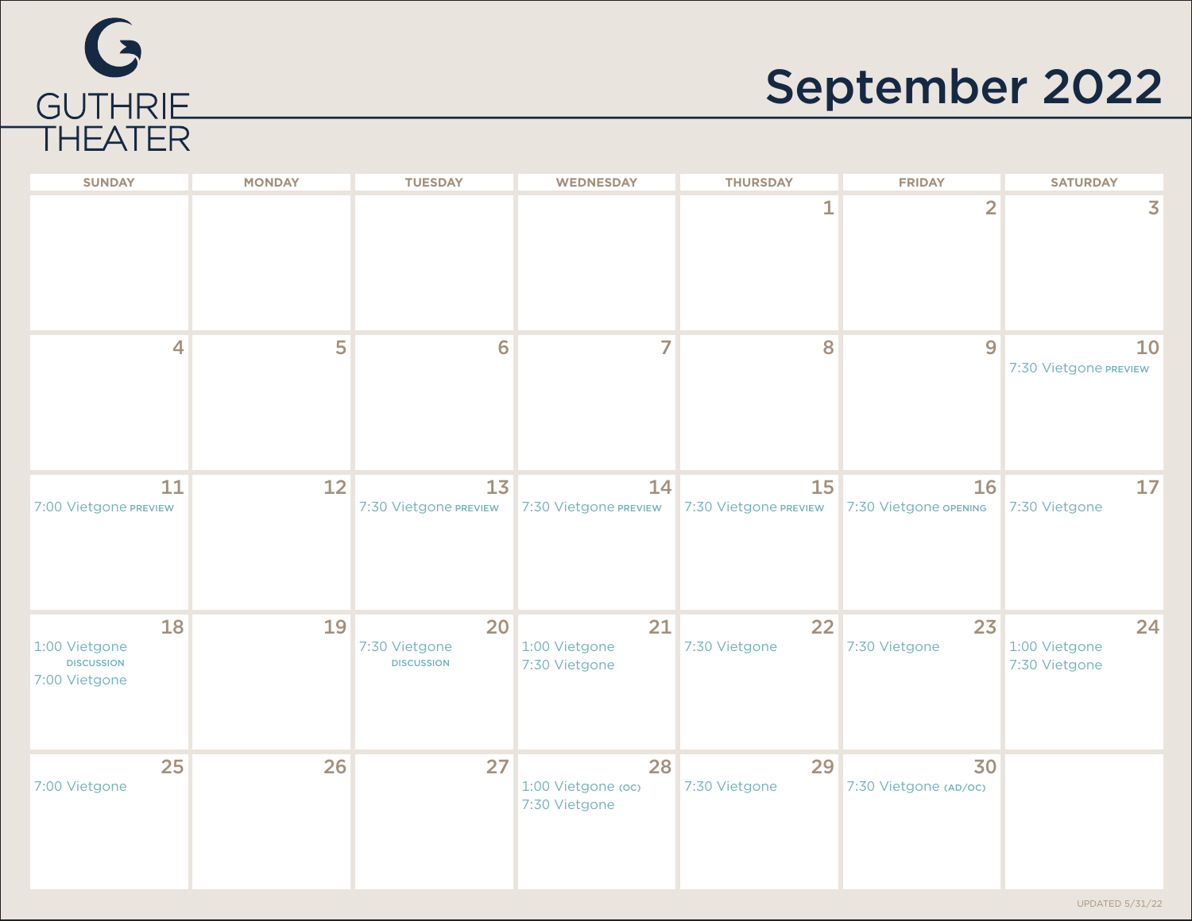GUTHRIE THEATER

# September 2022

| SUNDAY | MONDAY | TUESDAY | WEDNESDAY | THURSDAY | FRIDAY | SATURDAY |
|---|---|---|---|---|---|---|
| | | | | 1 | 2 | 3 |
| 4 | 5 | 6 | 7 | 8 | 9 | 10<br>7:30 Vietgone PREVIEW |
| 11<br>7:00 Vietgone PREVIEW | 12 | 13<br>7:30 Vietgone PREVIEW | 14<br>7:30 Vietgone PREVIEW | 15<br>7:30 Vietgone PREVIEW | 16<br>7:30 Vietgone OPENING | 17<br>7:30 Vietgone |
| 18<br>1:00 Vietgone<br>DISCUSSION<br>7:00 Vietgone | 19 | 20<br>7:30 Vietgone<br>DISCUSSION | 21<br>1:00 Vietgone<br>7:30 Vietgone | 22<br>7:30 Vietgone | 23<br>7:30 Vietgone | 24<br>1:00 Vietgone<br>7:30 Vietgone |
| 25<br>7:00 Vietgone | 26 | 27 | 28<br>1:00 Vietgone (OC)<br>7:30 Vietgone | 29<br>7:30 Vietgone | 30<br>7:30 Vietgone (AD/OC) | |

UPDATED 5/31/22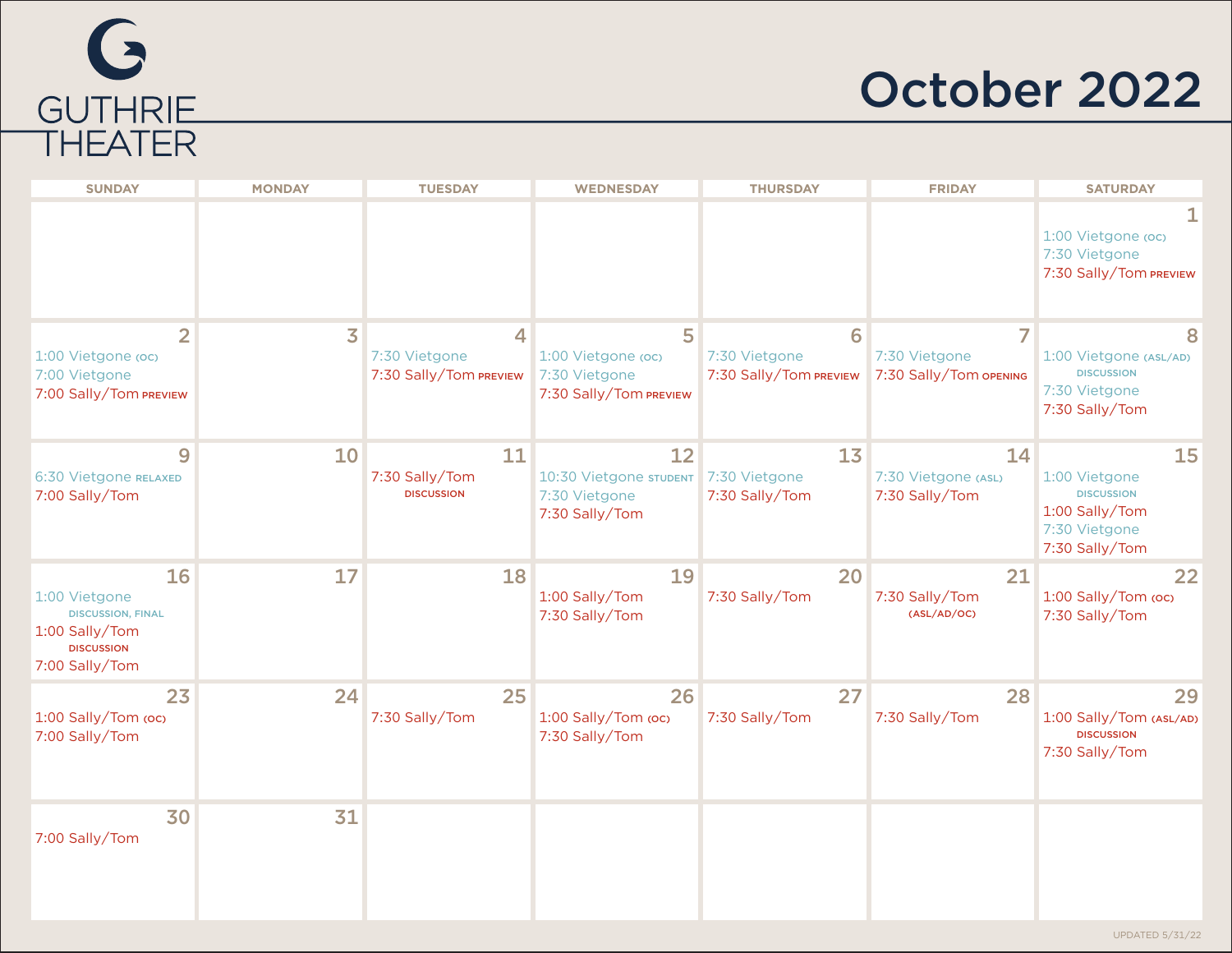GUTHRIE THEATER

# October 2022

| SUNDAY | MONDAY | TUESDAY | WEDNESDAY | THURSDAY | FRIDAY | SATURDAY |
|---|---|---|---|---|---|---|
| | | | | | | **1**<br>1:00 Vietgone (OC)<br>7:30 Vietgone<br>7:30 Sally/Tom PREVIEW |
| **2**<br>1:00 Vietgone (OC)<br>7:00 Vietgone<br>7:00 Sally/Tom PREVIEW | **3** | **4**<br>7:30 Vietgone<br>7:30 Sally/Tom PREVIEW | **5**<br>1:00 Vietgone (OC)<br>7:30 Vietgone<br>7:30 Sally/Tom PREVIEW | **6**<br>7:30 Vietgone<br>7:30 Sally/Tom PREVIEW | **7**<br>7:30 Vietgone<br>7:30 Sally/Tom OPENING | **8**<br>1:00 Vietgone (ASL/AD) DISCUSSION<br>7:30 Vietgone<br>7:30 Sally/Tom |
| **9**<br>6:30 Vietgone RELAXED<br>7:00 Sally/Tom | **10** | **11**<br>7:30 Sally/Tom DISCUSSION | **12**<br>10:30 Vietgone STUDENT<br>7:30 Vietgone<br>7:30 Sally/Tom | **13**<br>7:30 Vietgone<br>7:30 Sally/Tom | **14**<br>7:30 Vietgone (ASL)<br>7:30 Sally/Tom | **15**<br>1:00 Vietgone DISCUSSION<br>1:00 Sally/Tom<br>7:30 Vietgone<br>7:30 Sally/Tom |
| **16**<br>1:00 Vietgone DISCUSSION, FINAL<br>1:00 Sally/Tom DISCUSSION<br>7:00 Sally/Tom | **17** | **18** | **19**<br>1:00 Sally/Tom<br>7:30 Sally/Tom | **20**<br>7:30 Sally/Tom | **21**<br>7:30 Sally/Tom (ASL/AD/OC) | **22**<br>1:00 Sally/Tom (OC)<br>7:30 Sally/Tom |
| **23**<br>1:00 Sally/Tom (OC)<br>7:00 Sally/Tom | **24** | **25**<br>7:30 Sally/Tom | **26**<br>1:00 Sally/Tom (OC)<br>7:30 Sally/Tom | **27**<br>7:30 Sally/Tom | **28**<br>7:30 Sally/Tom | **29**<br>1:00 Sally/Tom (ASL/AD) DISCUSSION<br>7:30 Sally/Tom |
| **30**<br>7:00 Sally/Tom | **31** | | | | | |

UPDATED 5/31/22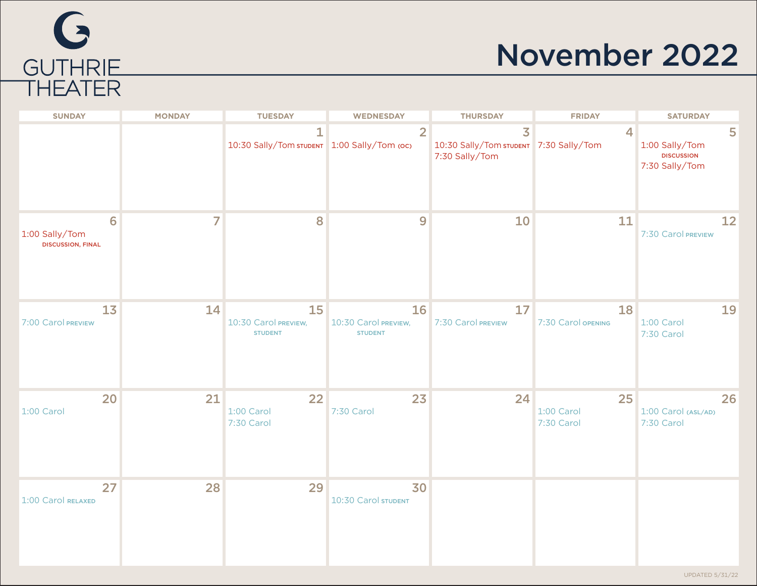GUTHRIE THEATER

# November 2022

| SUNDAY | MONDAY | TUESDAY | WEDNESDAY | THURSDAY | FRIDAY | SATURDAY |
|---|---|---|---|---|---|---|
| | | 1<br>10:30 Sally/Tom STUDENT | 2<br>1:00 Sally/Tom (OC) | 3<br>10:30 Sally/Tom STUDENT<br>7:30 Sally/Tom | 4<br>7:30 Sally/Tom | 5<br>1:00 Sally/Tom DISCUSSION<br>7:30 Sally/Tom |
| 6<br>1:00 Sally/Tom DISCUSSION, FINAL | 7 | 8 | 9 | 10 | 11 | 12<br>7:30 Carol PREVIEW |
| 13<br>7:00 Carol PREVIEW | 14 | 15<br>10:30 Carol PREVIEW, STUDENT | 16<br>10:30 Carol PREVIEW, STUDENT | 17<br>7:30 Carol PREVIEW | 18<br>7:30 Carol OPENING | 19<br>1:00 Carol<br>7:30 Carol |
| 20<br>1:00 Carol | 21 | 22<br>1:00 Carol<br>7:30 Carol | 23<br>7:30 Carol | 24 | 25<br>1:00 Carol<br>7:30 Carol | 26<br>1:00 Carol (ASL/AD)<br>7:30 Carol |
| 27<br>1:00 Carol RELAXED | 28 | 29 | 30<br>10:30 Carol STUDENT | | | |

UPDATED 5/31/22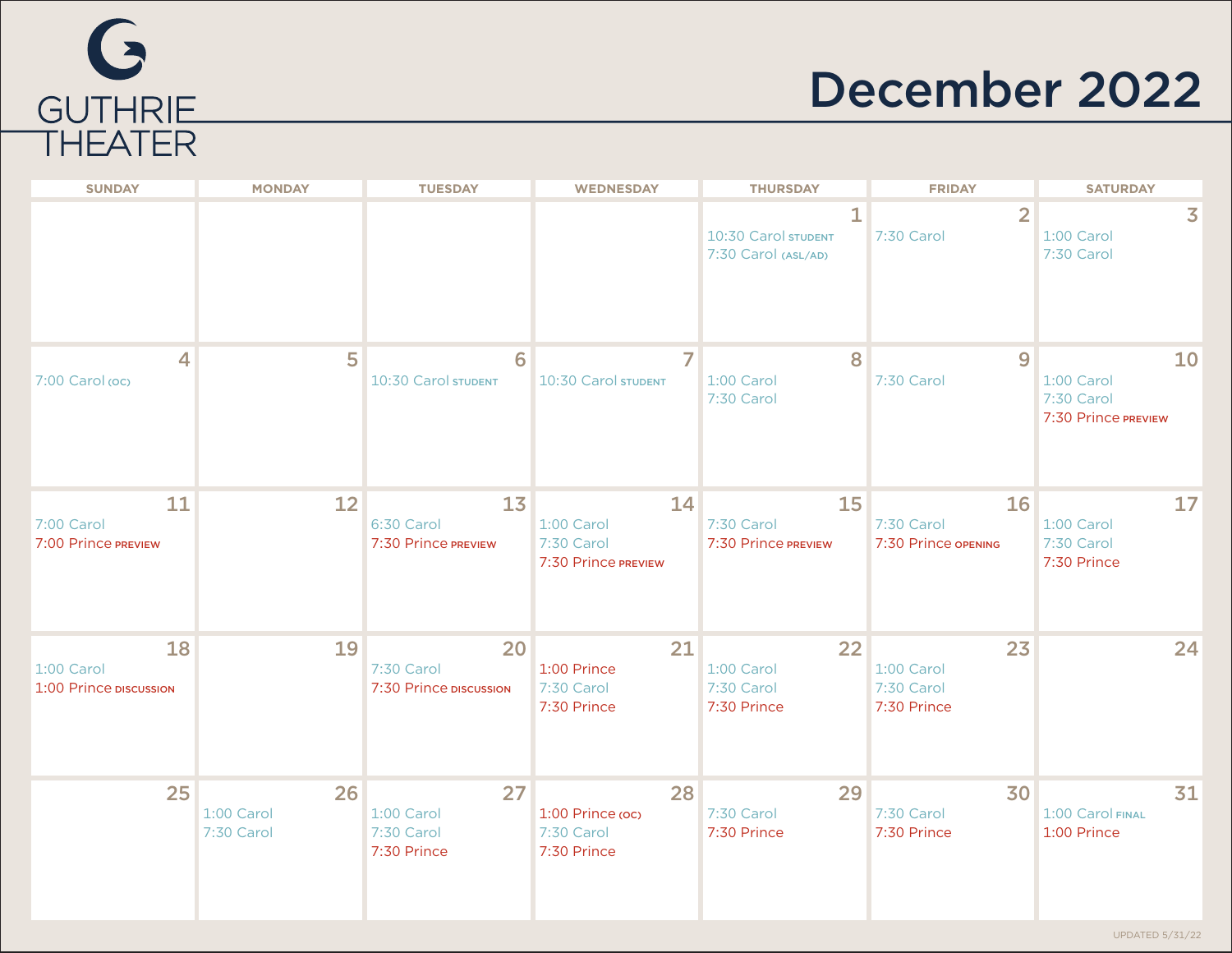GUTHRIE THEATER

# December 2022

| SUNDAY | MONDAY | TUESDAY | WEDNESDAY | THURSDAY | FRIDAY | SATURDAY |
|---|---|---|---|---|---|---|
| | | | | 1<br>10:30 Carol STUDENT<br>7:30 Carol (ASL/AD) | 2<br>7:30 Carol | 3<br>1:00 Carol<br>7:30 Carol |
| 4<br>7:00 Carol (OC) | 5 | 6<br>10:30 Carol STUDENT | 7<br>10:30 Carol STUDENT | 8<br>1:00 Carol<br>7:30 Carol | 9<br>7:30 Carol | 10<br>1:00 Carol<br>7:30 Carol<br>7:30 Prince PREVIEW |
| 11<br>7:00 Carol<br>7:00 Prince PREVIEW | 12 | 13<br>6:30 Carol<br>7:30 Prince PREVIEW | 14<br>1:00 Carol<br>7:30 Carol<br>7:30 Prince PREVIEW | 15<br>7:30 Carol<br>7:30 Prince PREVIEW | 16<br>7:30 Carol<br>7:30 Prince OPENING | 17<br>1:00 Carol<br>7:30 Carol<br>7:30 Prince |
| 18<br>1:00 Carol<br>1:00 Prince DISCUSSION | 19 | 20<br>7:30 Carol<br>7:30 Prince DISCUSSION | 21<br>1:00 Prince<br>7:30 Carol<br>7:30 Prince | 22<br>1:00 Carol<br>7:30 Carol<br>7:30 Prince | 23<br>1:00 Carol<br>7:30 Carol<br>7:30 Prince | 24 |
| 25 | 26<br>1:00 Carol<br>7:30 Carol | 27<br>1:00 Carol<br>7:30 Carol<br>7:30 Prince | 28<br>1:00 Prince (OC)<br>7:30 Carol<br>7:30 Prince | 29<br>7:30 Carol<br>7:30 Prince | 30<br>7:30 Carol<br>7:30 Prince | 31<br>1:00 Carol FINAL<br>1:00 Prince |

UPDATED 5/31/22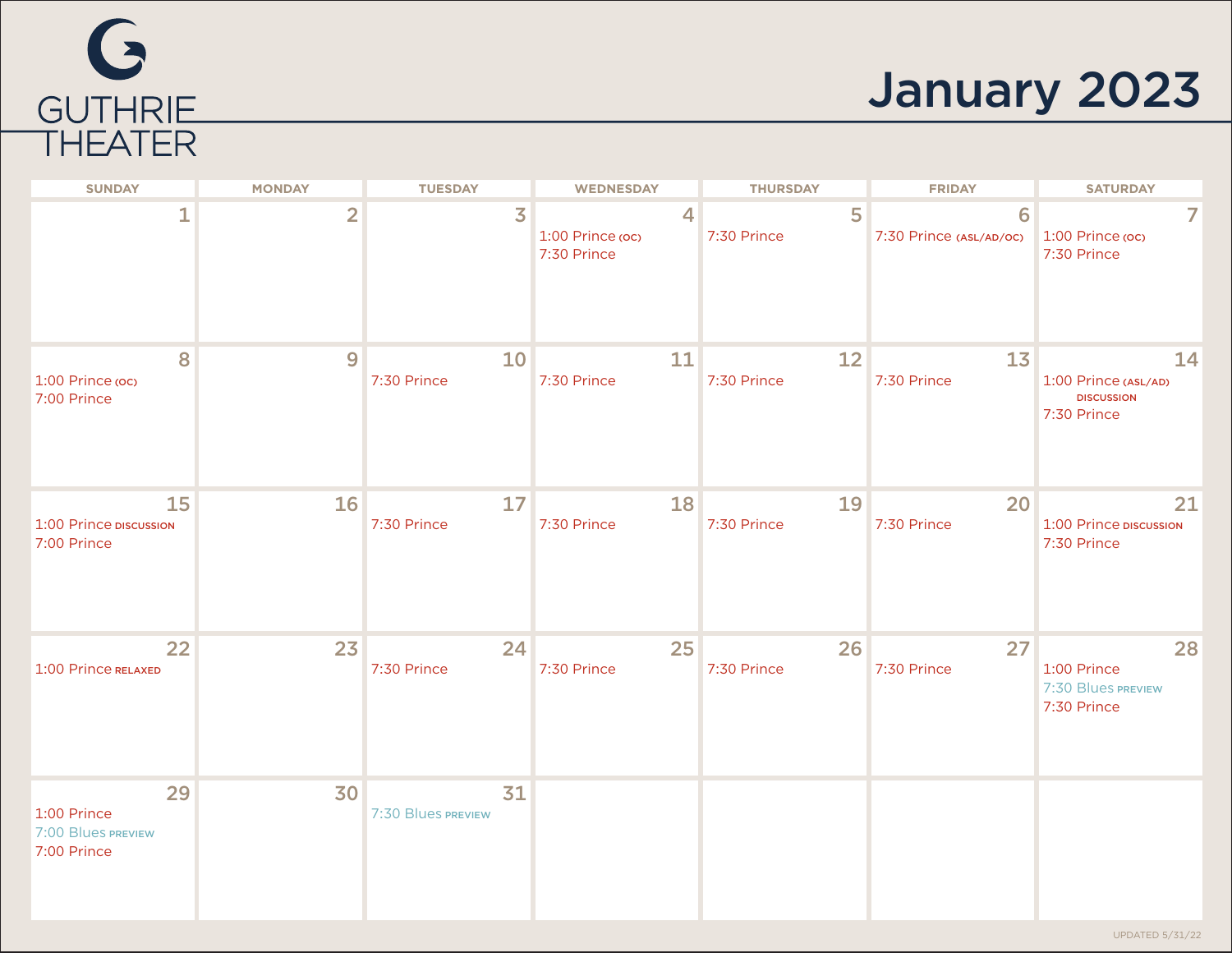GUTHRIE THEATER

# January 2023

| SUNDAY | MONDAY | TUESDAY | WEDNESDAY | THURSDAY | FRIDAY | SATURDAY |
|---|---|---|---|---|---|---|
| 1 | 2 | 3 | 4<br>1:00 Prince (OC)<br>7:30 Prince | 5<br>7:30 Prince | 6<br>7:30 Prince (ASL/AD/OC) | 7<br>1:00 Prince (OC)<br>7:30 Prince |
| 8<br>1:00 Prince (OC)<br>7:00 Prince | 9 | 10<br>7:30 Prince | 11<br>7:30 Prince | 12<br>7:30 Prince | 13<br>7:30 Prince | 14<br>1:00 Prince (ASL/AD) DISCUSSION<br>7:30 Prince |
| 15<br>1:00 Prince DISCUSSION<br>7:00 Prince | 16 | 17<br>7:30 Prince | 18<br>7:30 Prince | 19<br>7:30 Prince | 20<br>7:30 Prince | 21<br>1:00 Prince DISCUSSION<br>7:30 Prince |
| 22<br>1:00 Prince RELAXED | 23 | 24<br>7:30 Prince | 25<br>7:30 Prince | 26<br>7:30 Prince | 27<br>7:30 Prince | 28<br>1:00 Prince<br>7:30 Blues PREVIEW<br>7:30 Prince |
| 29<br>1:00 Prince<br>7:00 Blues PREVIEW<br>7:00 Prince | 30 | 31<br>7:30 Blues PREVIEW | | | | |

UPDATED 5/31/22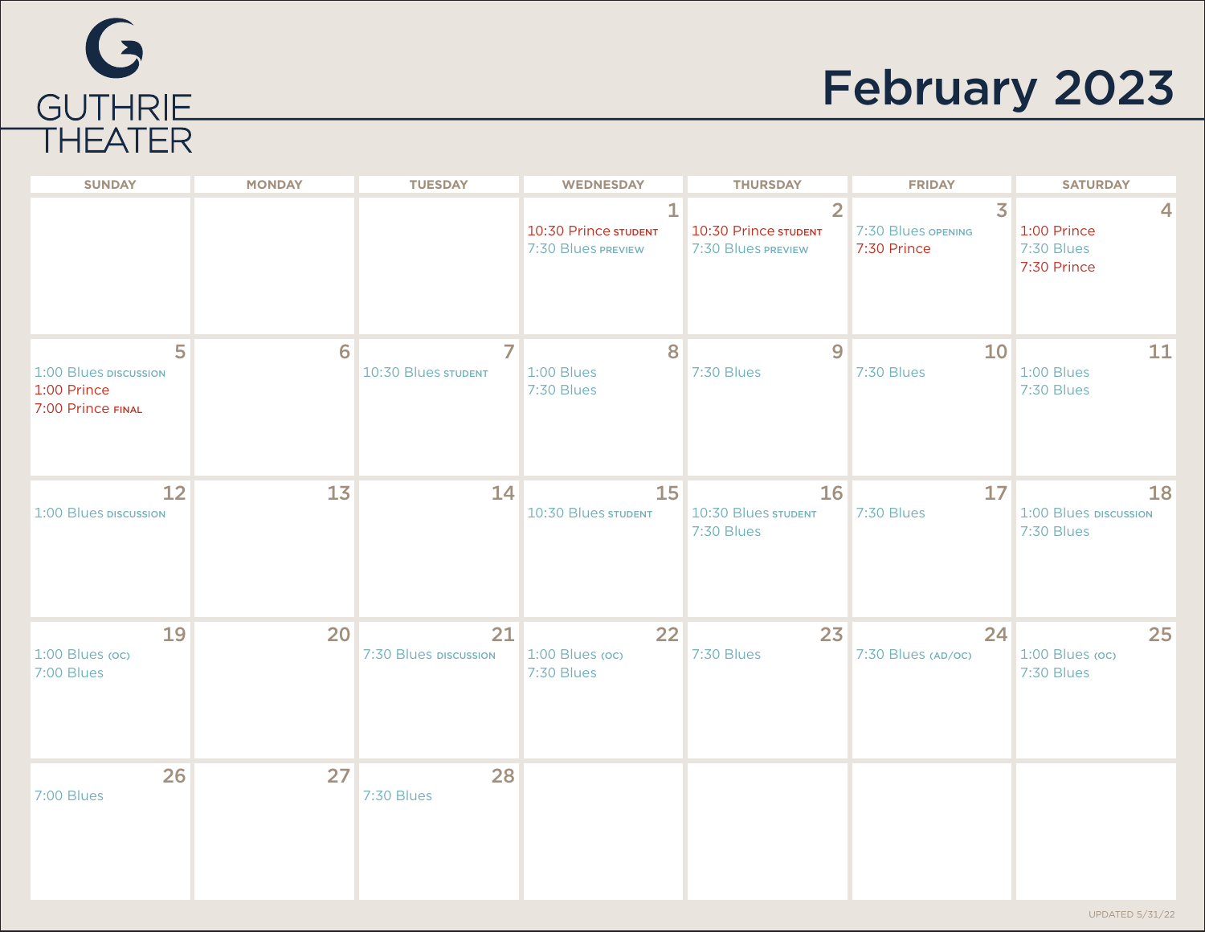GUTHRIE THEATER

# February 2023

| SUNDAY | MONDAY | TUESDAY | WEDNESDAY | THURSDAY | FRIDAY | SATURDAY |
|---|---|---|---|---|---|---|
| | | | 1<br>10:30 Prince STUDENT<br>7:30 Blues PREVIEW | 2<br>10:30 Prince STUDENT<br>7:30 Blues PREVIEW | 3<br>7:30 Blues OPENING<br>7:30 Prince | 4<br>1:00 Prince<br>7:30 Blues<br>7:30 Prince |
| 5<br>1:00 Blues DISCUSSION<br>1:00 Prince<br>7:00 Prince FINAL | 6 | 7<br>10:30 Blues STUDENT | 8<br>1:00 Blues<br>7:30 Blues | 9<br>7:30 Blues | 10<br>7:30 Blues | 11<br>1:00 Blues<br>7:30 Blues |
| 12<br>1:00 Blues DISCUSSION | 13 | 14 | 15<br>10:30 Blues STUDENT | 16<br>10:30 Blues STUDENT<br>7:30 Blues | 17<br>7:30 Blues | 18<br>1:00 Blues DISCUSSION<br>7:30 Blues |
| 19<br>1:00 Blues (OC)<br>7:00 Blues | 20 | 21<br>7:30 Blues DISCUSSION | 22<br>1:00 Blues (OC)<br>7:30 Blues | 23<br>7:30 Blues | 24<br>7:30 Blues (AD/OC) | 25<br>1:00 Blues (OC)<br>7:30 Blues |
| 26<br>7:00 Blues | 27 | 28<br>7:30 Blues | | | | |

UPDATED 5/31/22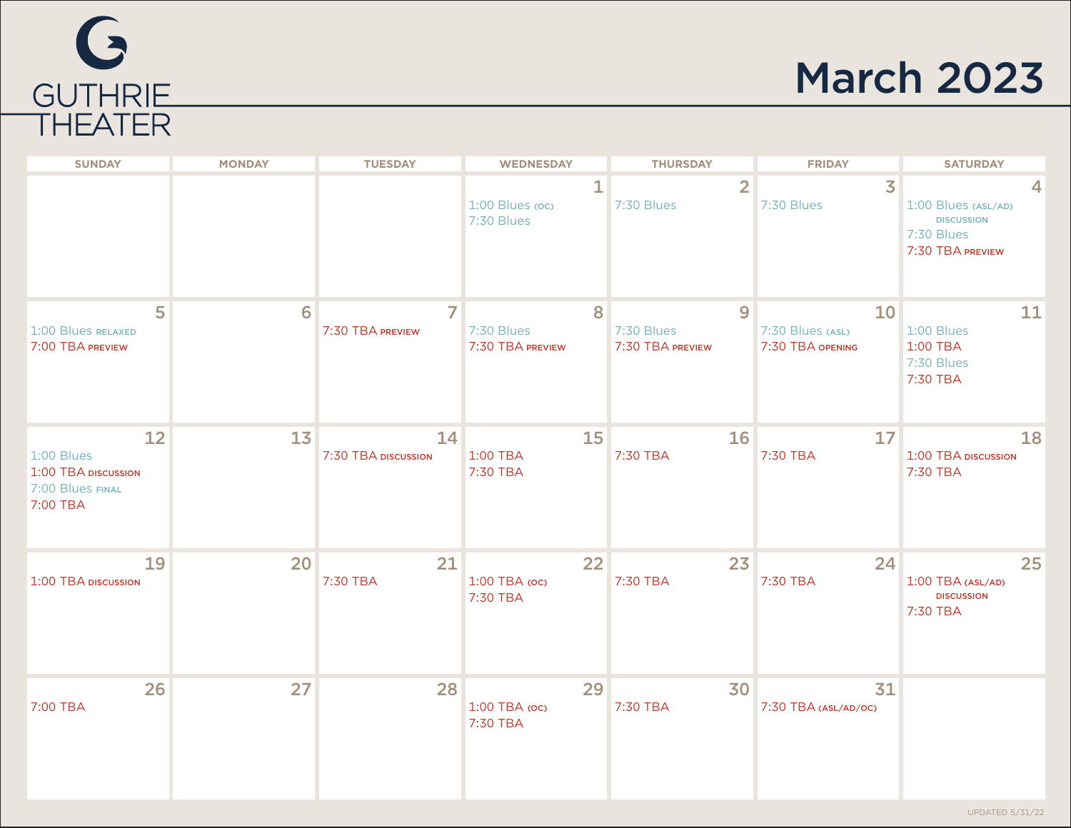# GUTHRIE THEATER

# March 2023

| SUNDAY | MONDAY | TUESDAY | WEDNESDAY | THURSDAY | FRIDAY | SATURDAY |
|---|---|---|---|---|---|---|
| | | | **1**<br>1:00 Blues (OC)<br>7:30 Blues | **2**<br>7:30 Blues | **3**<br>7:30 Blues | **4**<br>1:00 Blues (ASL/AD) DISCUSSION<br>7:30 Blues<br>7:30 TBA PREVIEW |
| **5**<br>1:00 Blues RELAXED<br>7:00 TBA PREVIEW | **6** | **7**<br>7:30 TBA PREVIEW | **8**<br>7:30 Blues<br>7:30 TBA PREVIEW | **9**<br>7:30 Blues<br>7:30 TBA PREVIEW | **10**<br>7:30 Blues (ASL)<br>7:30 TBA OPENING | **11**<br>1:00 Blues<br>1:00 TBA<br>7:30 Blues<br>7:30 TBA |
| **12**<br>1:00 Blues<br>1:00 TBA DISCUSSION<br>7:00 Blues FINAL<br>7:00 TBA | **13** | **14**<br>7:30 TBA DISCUSSION | **15**<br>1:00 TBA<br>7:30 TBA | **16**<br>7:30 TBA | **17**<br>7:30 TBA | **18**<br>1:00 TBA DISCUSSION<br>7:30 TBA |
| **19**<br>1:00 TBA DISCUSSION | **20** | **21**<br>7:30 TBA | **22**<br>1:00 TBA (OC)<br>7:30 TBA | **23**<br>7:30 TBA | **24**<br>7:30 TBA | **25**<br>1:00 TBA (ASL/AD) DISCUSSION<br>7:30 TBA |
| **26**<br>7:00 TBA | **27** | **28** | **29**<br>1:00 TBA (OC)<br>7:30 TBA | **30**<br>7:30 TBA | **31**<br>7:30 TBA (ASL/AD/OC) | |

UPDATED 5/31/22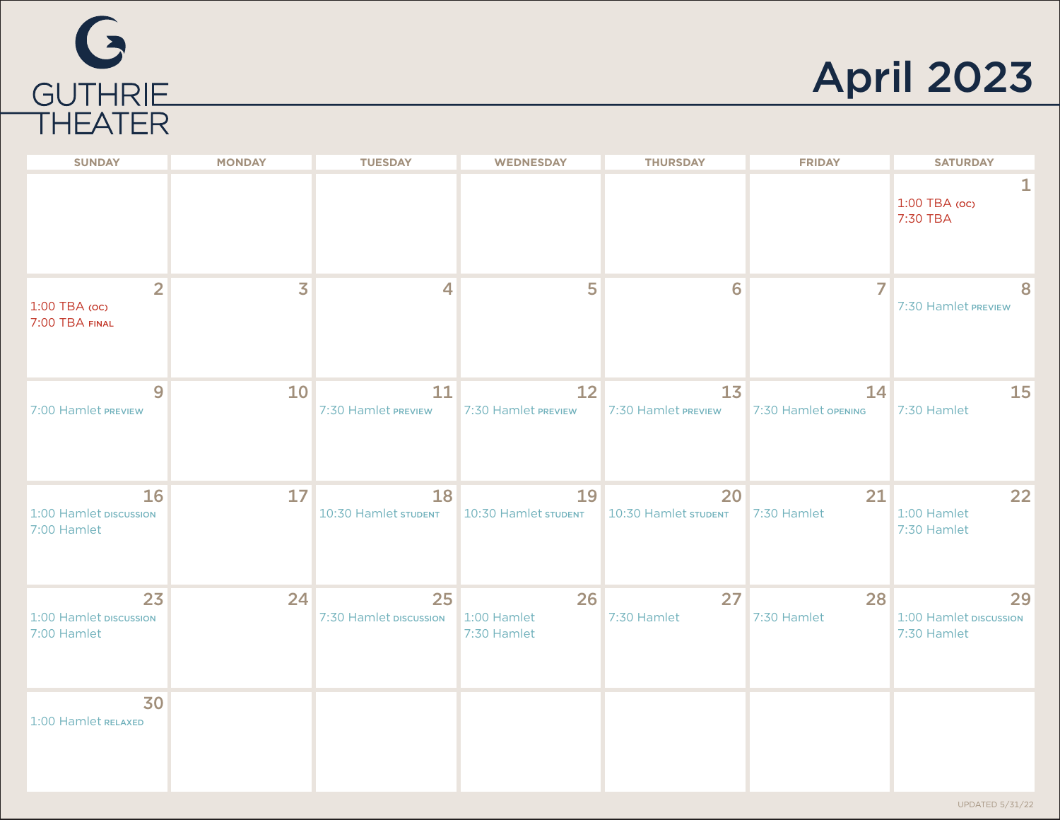GUTHRIE THEATER

# April 2023

| SUNDAY | MONDAY | TUESDAY | WEDNESDAY | THURSDAY | FRIDAY | SATURDAY |
|---|---|---|---|---|---|---|
| | | | | | | 1<br>1:00 TBA (OC)<br>7:30 TBA |
| 2<br>1:00 TBA (OC)<br>7:00 TBA FINAL | 3 | 4 | 5 | 6 | 7 | 8<br>7:30 Hamlet PREVIEW |
| 9<br>7:00 Hamlet PREVIEW | 10 | 11<br>7:30 Hamlet PREVIEW | 12<br>7:30 Hamlet PREVIEW | 13<br>7:30 Hamlet PREVIEW | 14<br>7:30 Hamlet OPENING | 15<br>7:30 Hamlet |
| 16<br>1:00 Hamlet DISCUSSION<br>7:00 Hamlet | 17 | 18<br>10:30 Hamlet STUDENT | 19<br>10:30 Hamlet STUDENT | 20<br>10:30 Hamlet STUDENT | 21<br>7:30 Hamlet | 22<br>1:00 Hamlet<br>7:30 Hamlet |
| 23<br>1:00 Hamlet DISCUSSION<br>7:00 Hamlet | 24 | 25<br>7:30 Hamlet DISCUSSION | 26<br>1:00 Hamlet<br>7:30 Hamlet | 27<br>7:30 Hamlet | 28<br>7:30 Hamlet | 29<br>1:00 Hamlet DISCUSSION<br>7:30 Hamlet |
| 30<br>1:00 Hamlet RELAXED | | | | | | |

UPDATED 5/31/22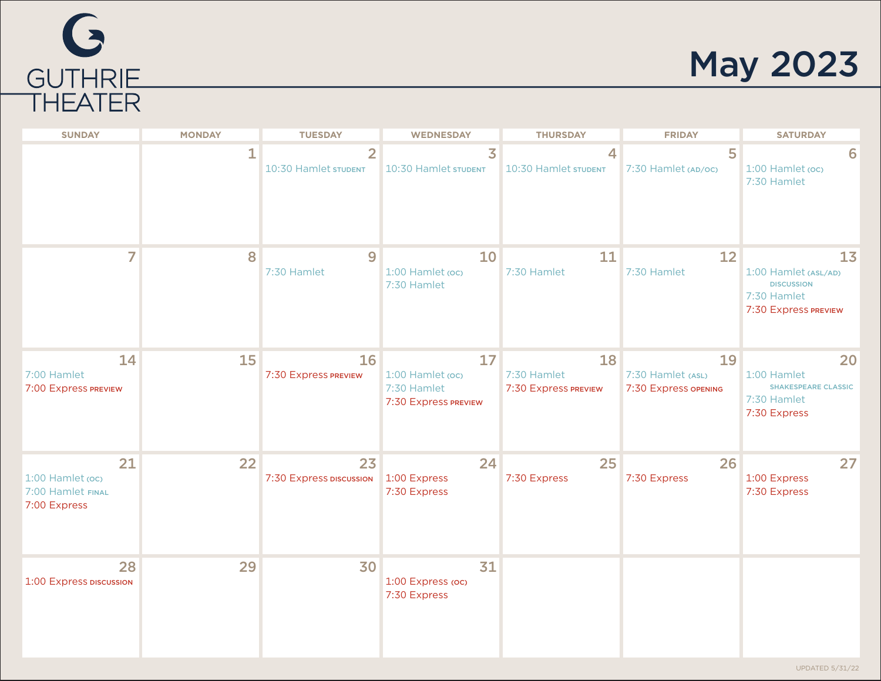GUTHRIE THEATER

# May 2023

| SUNDAY | MONDAY | TUESDAY | WEDNESDAY | THURSDAY | FRIDAY | SATURDAY |
|---|---|---|---|---|---|---|
| | 1 | 2<br>10:30 Hamlet STUDENT | 3<br>10:30 Hamlet STUDENT | 4<br>10:30 Hamlet STUDENT | 5<br>7:30 Hamlet (AD/OC) | 6<br>1:00 Hamlet (OC)<br>7:30 Hamlet |
| 7 | 8 | 9<br>7:30 Hamlet | 10<br>1:00 Hamlet (OC)<br>7:30 Hamlet | 11<br>7:30 Hamlet | 12<br>7:30 Hamlet | 13<br>1:00 Hamlet (ASL/AD) DISCUSSION<br>7:30 Hamlet<br>7:30 Express PREVIEW |
| 14<br>7:00 Hamlet<br>7:00 Express PREVIEW | 15 | 16<br>7:30 Express PREVIEW | 17<br>1:00 Hamlet (OC)<br>7:30 Hamlet<br>7:30 Express PREVIEW | 18<br>7:30 Hamlet<br>7:30 Express PREVIEW | 19<br>7:30 Hamlet (ASL)<br>7:30 Express OPENING | 20<br>1:00 Hamlet SHAKESPEARE CLASSIC<br>7:30 Hamlet<br>7:30 Express |
| 21<br>1:00 Hamlet (OC)<br>7:00 Hamlet FINAL<br>7:00 Express | 22 | 23<br>7:30 Express DISCUSSION | 24<br>1:00 Express<br>7:30 Express | 25<br>7:30 Express | 26<br>7:30 Express | 27<br>1:00 Express<br>7:30 Express |
| 28<br>1:00 Express DISCUSSION | 29 | 30 | 31<br>1:00 Express (OC)<br>7:30 Express | | | |

UPDATED 5/31/22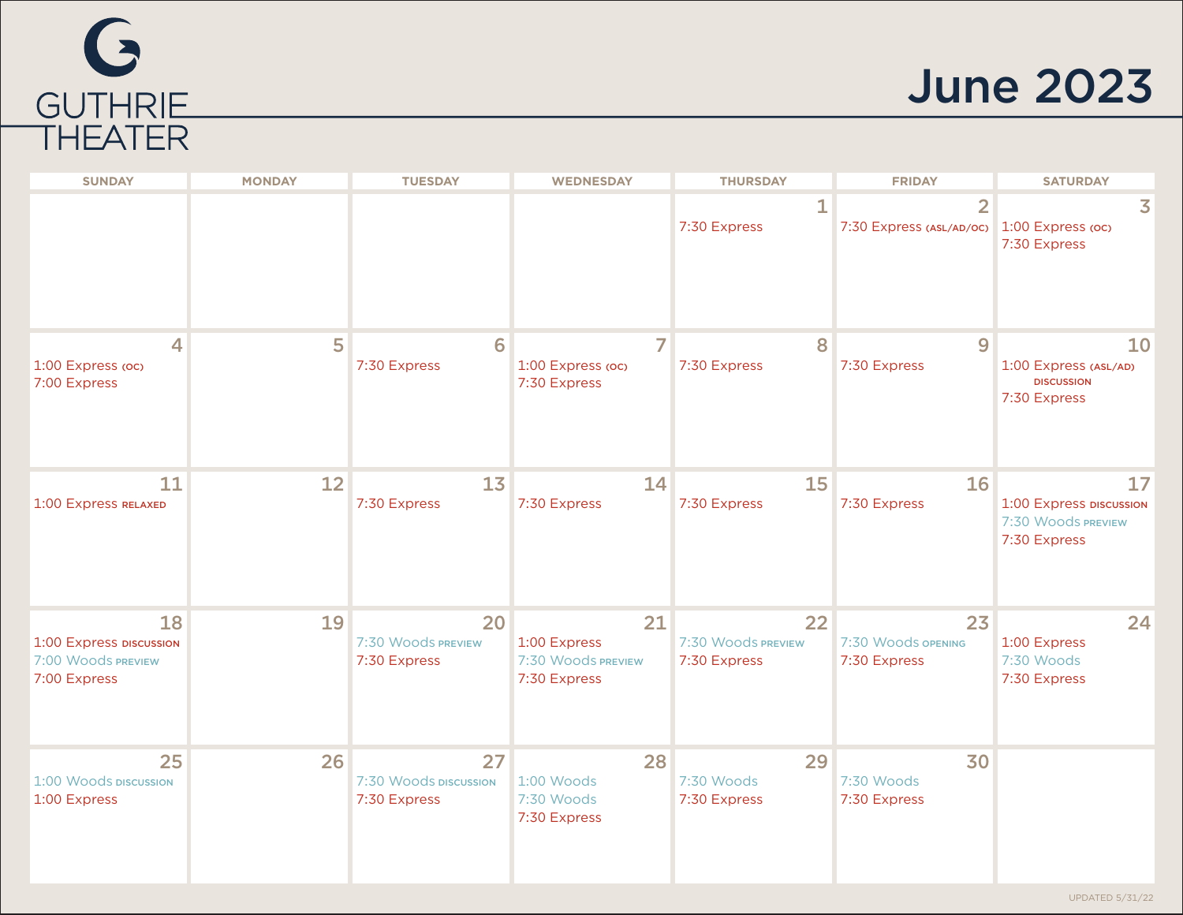# GUTHRIE THEATER

# June 2023

| SUNDAY | MONDAY | TUESDAY | WEDNESDAY | THURSDAY | FRIDAY | SATURDAY |
|---|---|---|---|---|---|---|
| | | | | 1<br>7:30 Express | 2<br>7:30 Express (ASL/AD/OC) | 3<br>1:00 Express (OC)<br>7:30 Express |
| 4<br>1:00 Express (OC)<br>7:00 Express | 5 | 6<br>7:30 Express | 7<br>1:00 Express (OC)<br>7:30 Express | 8<br>7:30 Express | 9<br>7:30 Express | 10<br>1:00 Express (ASL/AD) DISCUSSION<br>7:30 Express |
| 11<br>1:00 Express RELAXED | 12 | 13<br>7:30 Express | 14<br>7:30 Express | 15<br>7:30 Express | 16<br>7:30 Express | 17<br>1:00 Express DISCUSSION<br>7:30 Woods PREVIEW<br>7:30 Express |
| 18<br>1:00 Express DISCUSSION<br>7:00 Woods PREVIEW<br>7:00 Express | 19 | 20<br>7:30 Woods PREVIEW<br>7:30 Express | 21<br>1:00 Express<br>7:30 Woods PREVIEW<br>7:30 Express | 22<br>7:30 Woods PREVIEW<br>7:30 Express | 23<br>7:30 Woods OPENING<br>7:30 Express | 24<br>1:00 Express<br>7:30 Woods<br>7:30 Express |
| 25<br>1:00 Woods DISCUSSION<br>1:00 Express | 26 | 27<br>7:30 Woods DISCUSSION<br>7:30 Express | 28<br>1:00 Woods<br>7:30 Woods<br>7:30 Express | 29<br>7:30 Woods<br>7:30 Express | 30<br>7:30 Woods<br>7:30 Express | |

UPDATED 5/31/22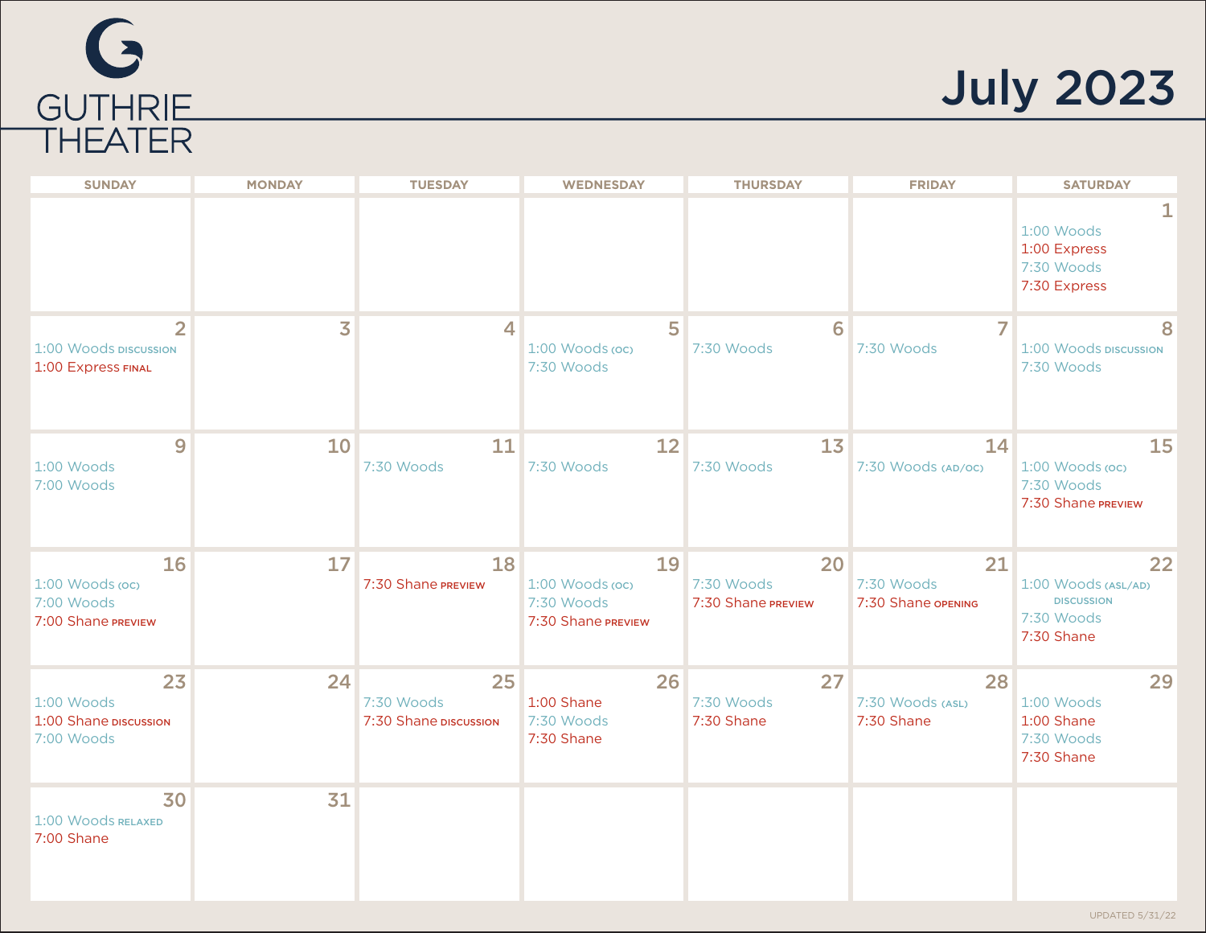GUTHRIE THEATER

# July 2023

| SUNDAY | MONDAY | TUESDAY | WEDNESDAY | THURSDAY | FRIDAY | SATURDAY |
|---|---|---|---|---|---|---|
| | | | | | | 1<br>1:00 Woods<br>1:00 Express<br>7:30 Woods<br>7:30 Express |
| 2<br>1:00 Woods DISCUSSION<br>1:00 Express FINAL | 3 | 4 | 5<br>1:00 Woods (OC)<br>7:30 Woods | 6<br>7:30 Woods | 7<br>7:30 Woods | 8<br>1:00 Woods DISCUSSION<br>7:30 Woods |
| 9<br>1:00 Woods<br>7:00 Woods | 10 | 11<br>7:30 Woods | 12<br>7:30 Woods | 13<br>7:30 Woods | 14<br>7:30 Woods (AD/OC) | 15<br>1:00 Woods (OC)<br>7:30 Woods<br>7:30 Shane PREVIEW |
| 16<br>1:00 Woods (OC)<br>7:00 Woods<br>7:00 Shane PREVIEW | 17 | 18<br>7:30 Shane PREVIEW | 19<br>1:00 Woods (OC)<br>7:30 Woods<br>7:30 Shane PREVIEW | 20<br>7:30 Woods<br>7:30 Shane PREVIEW | 21<br>7:30 Woods<br>7:30 Shane OPENING | 22<br>1:00 Woods (ASL/AD) DISCUSSION<br>7:30 Woods<br>7:30 Shane |
| 23<br>1:00 Woods<br>1:00 Shane DISCUSSION<br>7:00 Woods | 24 | 25<br>7:30 Woods<br>7:30 Shane DISCUSSION | 26<br>1:00 Shane<br>7:30 Woods<br>7:30 Shane | 27<br>7:30 Woods<br>7:30 Shane | 28<br>7:30 Woods (ASL)<br>7:30 Shane | 29<br>1:00 Woods<br>1:00 Shane<br>7:30 Woods<br>7:30 Shane |
| 30<br>1:00 Woods RELAXED<br>7:00 Shane | 31 | | | | | |

UPDATED 5/31/22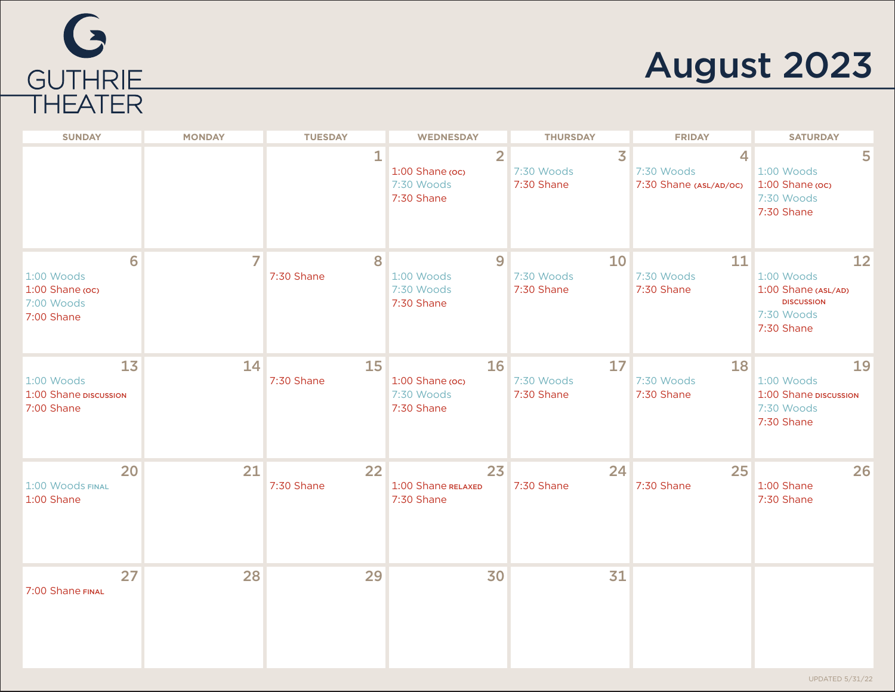GUTHRIE THEATER

# August 2023

| SUNDAY | MONDAY | TUESDAY | WEDNESDAY | THURSDAY | FRIDAY | SATURDAY |
|---|---|---|---|---|---|---|
| | | 1 | 2<br>1:00 Shane (OC)<br>7:30 Woods<br>7:30 Shane | 3<br>7:30 Woods<br>7:30 Shane | 4<br>7:30 Woods<br>7:30 Shane (ASL/AD/OC) | 5<br>1:00 Woods<br>1:00 Shane (OC)<br>7:30 Woods<br>7:30 Shane |
| 6<br>1:00 Woods<br>1:00 Shane (OC)<br>7:00 Woods<br>7:00 Shane | 7 | 8<br>7:30 Shane | 9<br>1:00 Woods<br>7:30 Woods<br>7:30 Shane | 10<br>7:30 Woods<br>7:30 Shane | 11<br>7:30 Woods<br>7:30 Shane | 12<br>1:00 Woods<br>1:00 Shane (ASL/AD) DISCUSSION<br>7:30 Woods<br>7:30 Shane |
| 13<br>1:00 Woods<br>1:00 Shane DISCUSSION<br>7:00 Shane | 14 | 15<br>7:30 Shane | 16<br>1:00 Shane (OC)<br>7:30 Woods<br>7:30 Shane | 17<br>7:30 Woods<br>7:30 Shane | 18<br>7:30 Woods<br>7:30 Shane | 19<br>1:00 Woods<br>1:00 Shane DISCUSSION<br>7:30 Woods<br>7:30 Shane |
| 20<br>1:00 Woods FINAL<br>1:00 Shane | 21 | 22<br>7:30 Shane | 23<br>1:00 Shane RELAXED<br>7:30 Shane | 24<br>7:30 Shane | 25<br>7:30 Shane | 26<br>1:00 Shane<br>7:30 Shane |
| 27<br>7:00 Shane FINAL | 28 | 29 | 30 | 31 | | |

UPDATED 5/31/22